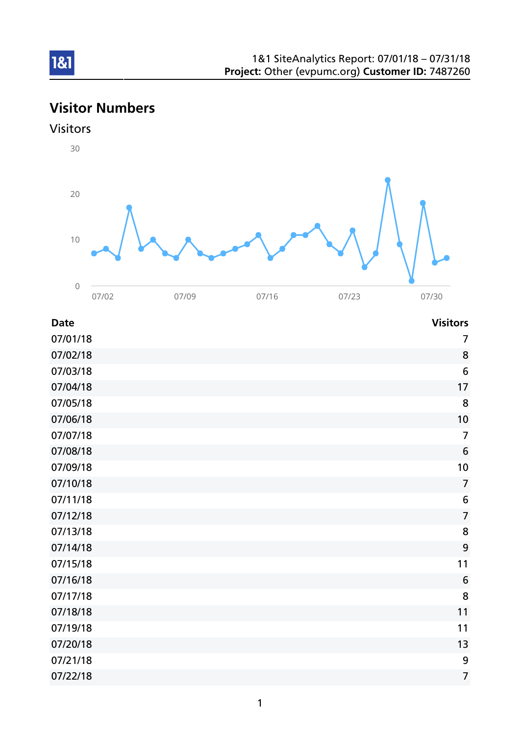1&1 SiteAnalytics Report: 07/01/18 – 07/31/18
**Project:** Other (evpumc.org) **Customer ID:** 7487260

## Visitor Numbers

### Visitors

| Date | Visitors |
|---|---|
| 07/01/18 | 7 |
| 07/02/18 | 8 |
| 07/03/18 | 6 |
| 07/04/18 | 17 |
| 07/05/18 | 8 |
| 07/06/18 | 10 |
| 07/07/18 | 7 |
| 07/08/18 | 6 |
| 07/09/18 | 10 |
| 07/10/18 | 7 |
| 07/11/18 | 6 |
| 07/12/18 | 7 |
| 07/13/18 | 8 |
| 07/14/18 | 9 |
| 07/15/18 | 11 |
| 07/16/18 | 6 |
| 07/17/18 | 8 |
| 07/18/18 | 11 |
| 07/19/18 | 11 |
| 07/20/18 | 13 |
| 07/21/18 | 9 |
| 07/22/18 | 7 |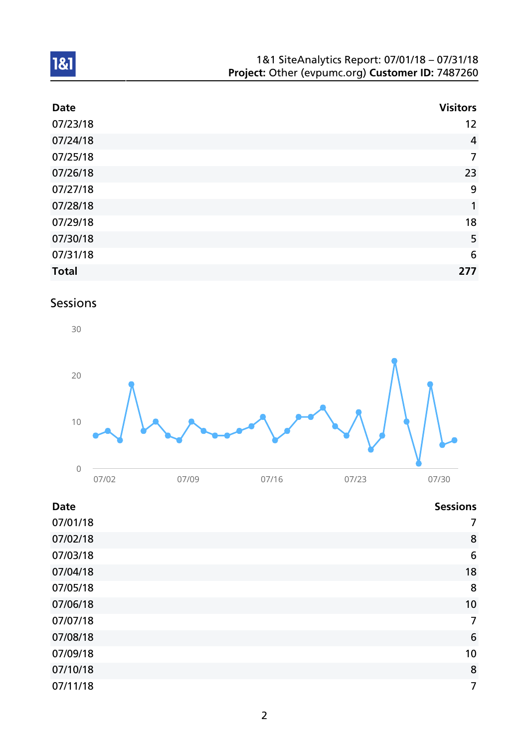| Date | Visitors |
|---|---:|
| 07/23/18 | 12 |
| 07/24/18 | 4 |
| 07/25/18 | 7 |
| 07/26/18 | 23 |
| 07/27/18 | 9 |
| 07/28/18 | 1 |
| 07/29/18 | 18 |
| 07/30/18 | 5 |
| 07/31/18 | 6 |
| **Total** | **277** |

## Sessions

| Date | Sessions |
|---|---:|
| 07/01/18 | 7 |
| 07/02/18 | 8 |
| 07/03/18 | 6 |
| 07/04/18 | 18 |
| 07/05/18 | 8 |
| 07/06/18 | 10 |
| 07/07/18 | 7 |
| 07/08/18 | 6 |
| 07/09/18 | 10 |
| 07/10/18 | 8 |
| 07/11/18 | 7 |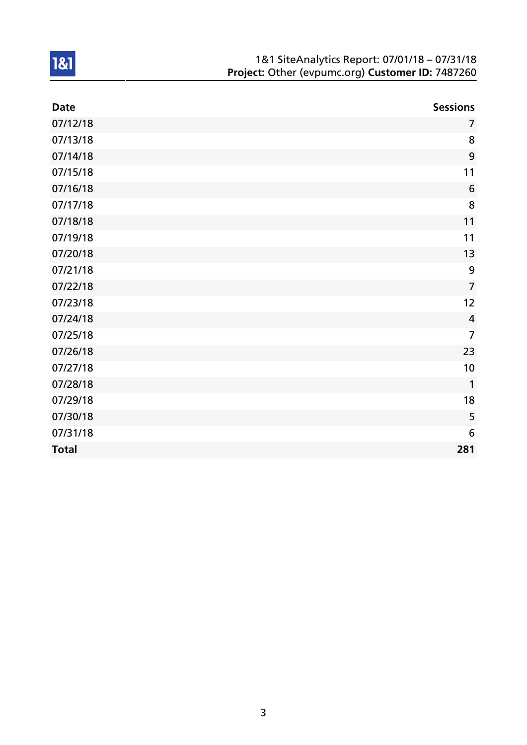| Date | Sessions |
|---|---:|
| 07/12/18 | 7 |
| 07/13/18 | 8 |
| 07/14/18 | 9 |
| 07/15/18 | 11 |
| 07/16/18 | 6 |
| 07/17/18 | 8 |
| 07/18/18 | 11 |
| 07/19/18 | 11 |
| 07/20/18 | 13 |
| 07/21/18 | 9 |
| 07/22/18 | 7 |
| 07/23/18 | 12 |
| 07/24/18 | 4 |
| 07/25/18 | 7 |
| 07/26/18 | 23 |
| 07/27/18 | 10 |
| 07/28/18 | 1 |
| 07/29/18 | 18 |
| 07/30/18 | 5 |
| 07/31/18 | 6 |
| **Total** | **281** |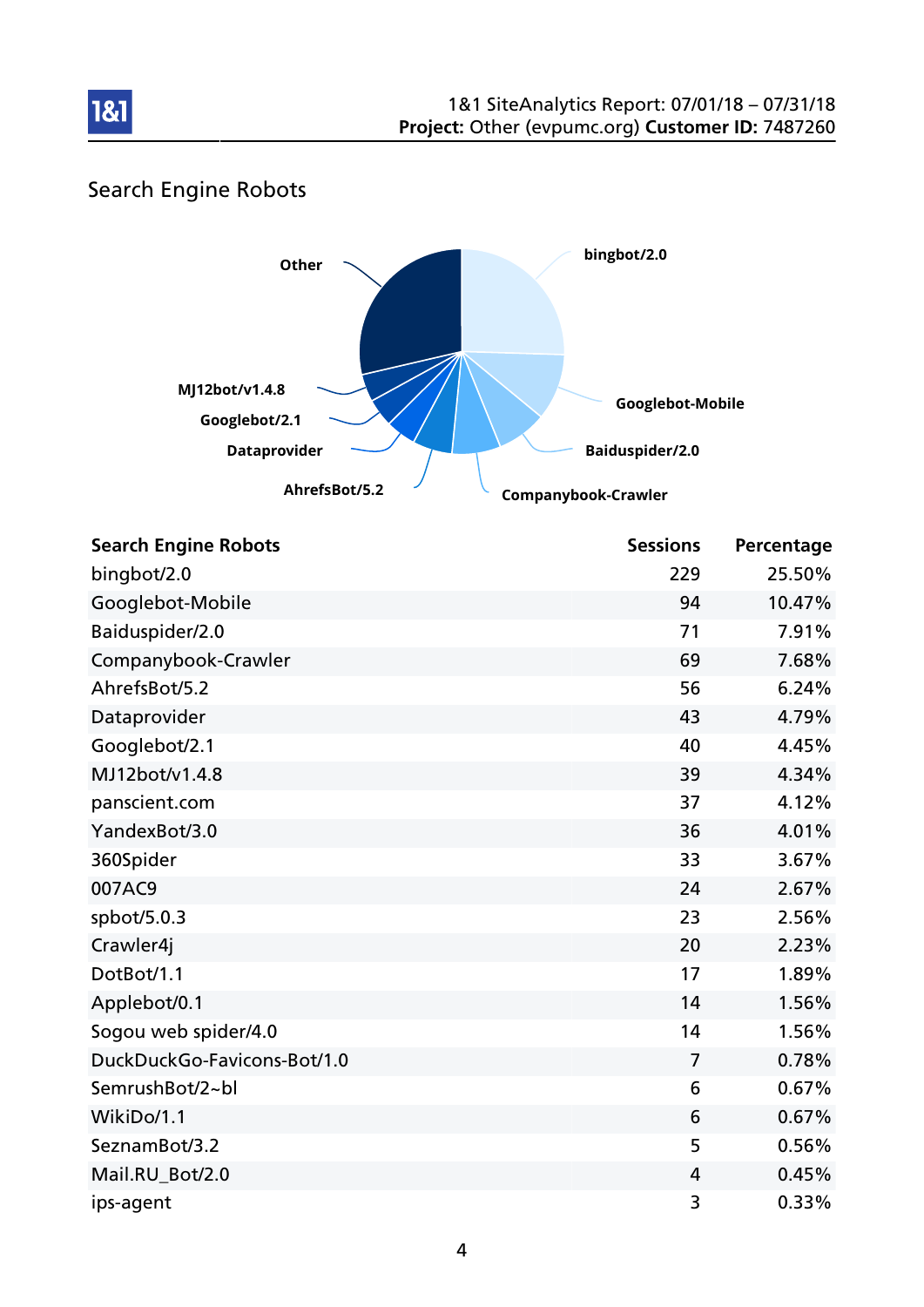## Search Engine Robots

| Search Engine Robots | Sessions | Percentage |
|---|---|---|
| bingbot/2.0 | 229 | 25.50% |
| Googlebot-Mobile | 94 | 10.47% |
| Baiduspider/2.0 | 71 | 7.91% |
| Companybook-Crawler | 69 | 7.68% |
| AhrefsBot/5.2 | 56 | 6.24% |
| Dataprovider | 43 | 4.79% |
| Googlebot/2.1 | 40 | 4.45% |
| MJ12bot/v1.4.8 | 39 | 4.34% |
| panscient.com | 37 | 4.12% |
| YandexBot/3.0 | 36 | 4.01% |
| 360Spider | 33 | 3.67% |
| 007AC9 | 24 | 2.67% |
| spbot/5.0.3 | 23 | 2.56% |
| Crawler4j | 20 | 2.23% |
| DotBot/1.1 | 17 | 1.89% |
| Applebot/0.1 | 14 | 1.56% |
| Sogou web spider/4.0 | 14 | 1.56% |
| DuckDuckGo-Favicons-Bot/1.0 | 7 | 0.78% |
| SemrushBot/2~bl | 6 | 0.67% |
| WikiDo/1.1 | 6 | 0.67% |
| SeznamBot/3.2 | 5 | 0.56% |
| Mail.RU_Bot/2.0 | 4 | 0.45% |
| ips-agent | 3 | 0.33% |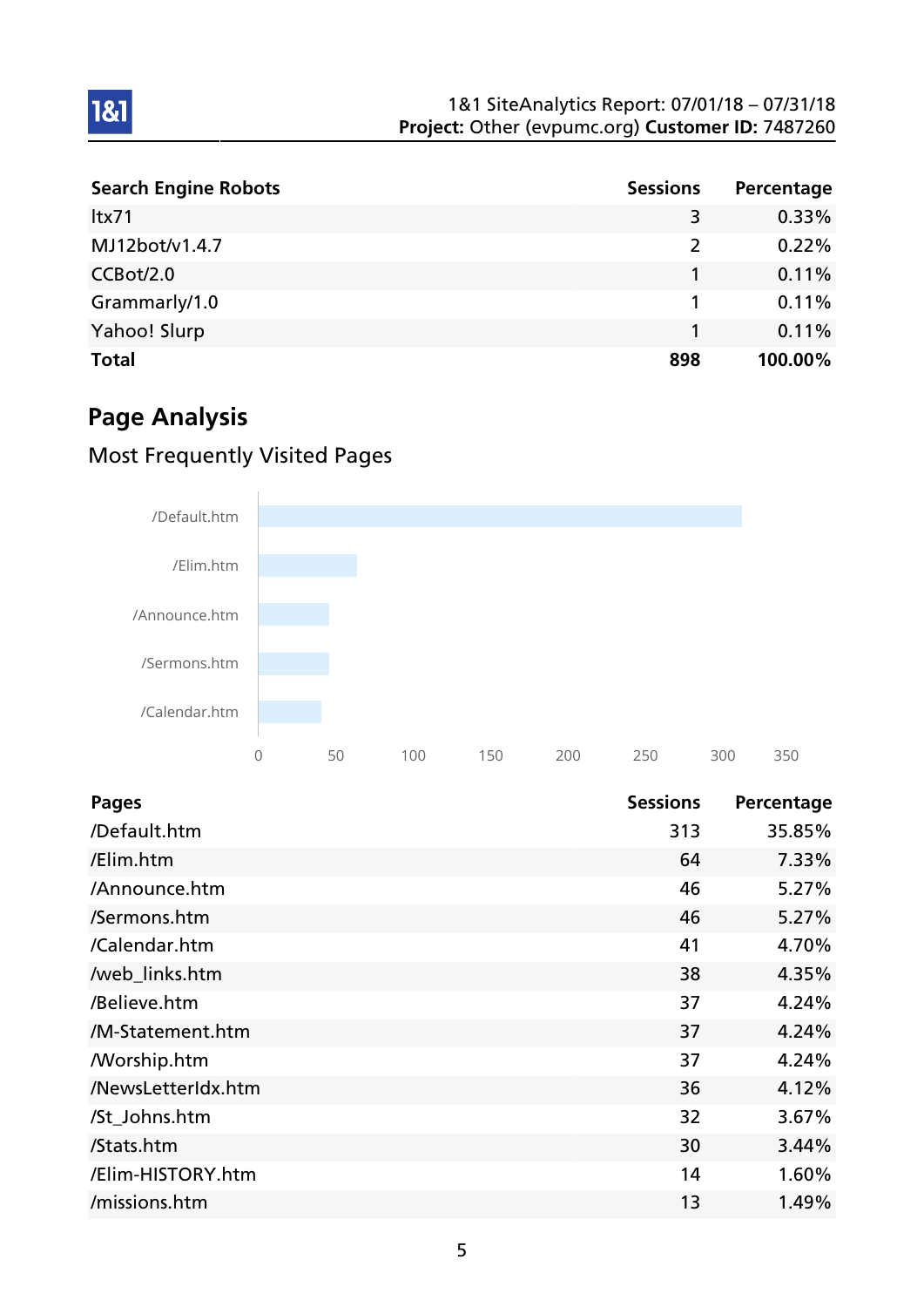| Search Engine Robots | Sessions | Percentage |
| --- | --- | --- |
| ltx71 | 3 | 0.33% |
| MJ12bot/v1.4.7 | 2 | 0.22% |
| CCBot/2.0 | 1 | 0.11% |
| Grammarly/1.0 | 1 | 0.11% |
| Yahoo! Slurp | 1 | 0.11% |
| **Total** | **898** | **100.00%** |

## Page Analysis

### Most Frequently Visited Pages

| Pages | Sessions | Percentage |
| --- | --- | --- |
| /Default.htm | 313 | 35.85% |
| /Elim.htm | 64 | 7.33% |
| /Announce.htm | 46 | 5.27% |
| /Sermons.htm | 46 | 5.27% |
| /Calendar.htm | 41 | 4.70% |
| /web_links.htm | 38 | 4.35% |
| /Believe.htm | 37 | 4.24% |
| /M-Statement.htm | 37 | 4.24% |
| /Worship.htm | 37 | 4.24% |
| /NewsLetterIdx.htm | 36 | 4.12% |
| /St_Johns.htm | 32 | 3.67% |
| /Stats.htm | 30 | 3.44% |
| /Elim-HISTORY.htm | 14 | 1.60% |
| /missions.htm | 13 | 1.49% |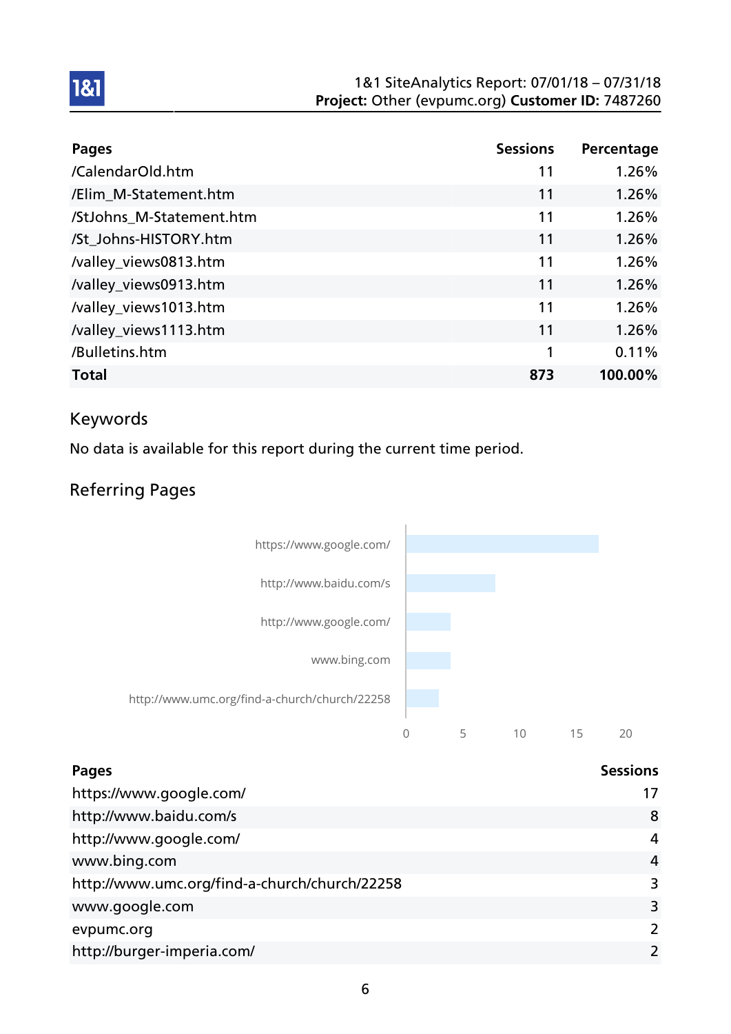| Pages | Sessions | Percentage |
|---|---|---|
| /CalendarOld.htm | 11 | 1.26% |
| /Elim_M-Statement.htm | 11 | 1.26% |
| /StJohns_M-Statement.htm | 11 | 1.26% |
| /St_Johns-HISTORY.htm | 11 | 1.26% |
| /valley_views0813.htm | 11 | 1.26% |
| /valley_views0913.htm | 11 | 1.26% |
| /valley_views1013.htm | 11 | 1.26% |
| /valley_views1113.htm | 11 | 1.26% |
| /Bulletins.htm | 1 | 0.11% |
| **Total** | **873** | **100.00%** |

## Keywords

No data is available for this report during the current time period.

## Referring Pages

| Pages | Sessions |
|---|---|
| https://www.google.com/ | 17 |
| http://www.baidu.com/s | 8 |
| http://www.google.com/ | 4 |
| www.bing.com | 4 |
| http://www.umc.org/find-a-church/church/22258 | 3 |
| www.google.com | 3 |
| evpumc.org | 2 |
| http://burger-imperia.com/ | 2 |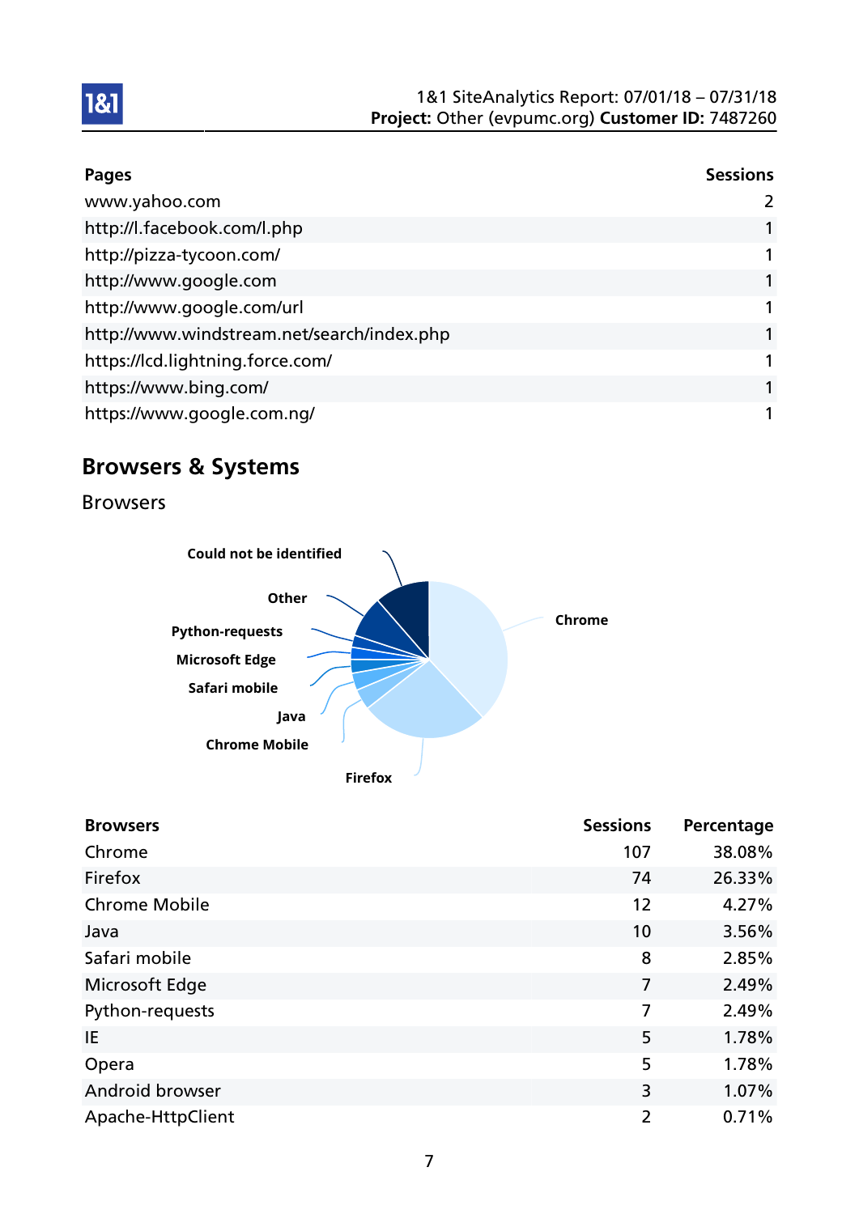| Pages | Sessions |
|---|---|
| www.yahoo.com | 2 |
| http://l.facebook.com/l.php | 1 |
| http://pizza-tycoon.com/ | 1 |
| http://www.google.com | 1 |
| http://www.google.com/url | 1 |
| http://www.windstream.net/search/index.php | 1 |
| https://lcd.lightning.force.com/ | 1 |
| https://www.bing.com/ | 1 |
| https://www.google.com.ng/ | 1 |

## Browsers & Systems

### Browsers

| Browsers | Sessions | Percentage |
|---|---|---|
| Chrome | 107 | 38.08% |
| Firefox | 74 | 26.33% |
| Chrome Mobile | 12 | 4.27% |
| Java | 10 | 3.56% |
| Safari mobile | 8 | 2.85% |
| Microsoft Edge | 7 | 2.49% |
| Python-requests | 7 | 2.49% |
| IE | 5 | 1.78% |
| Opera | 5 | 1.78% |
| Android browser | 3 | 1.07% |
| Apache-HttpClient | 2 | 0.71% |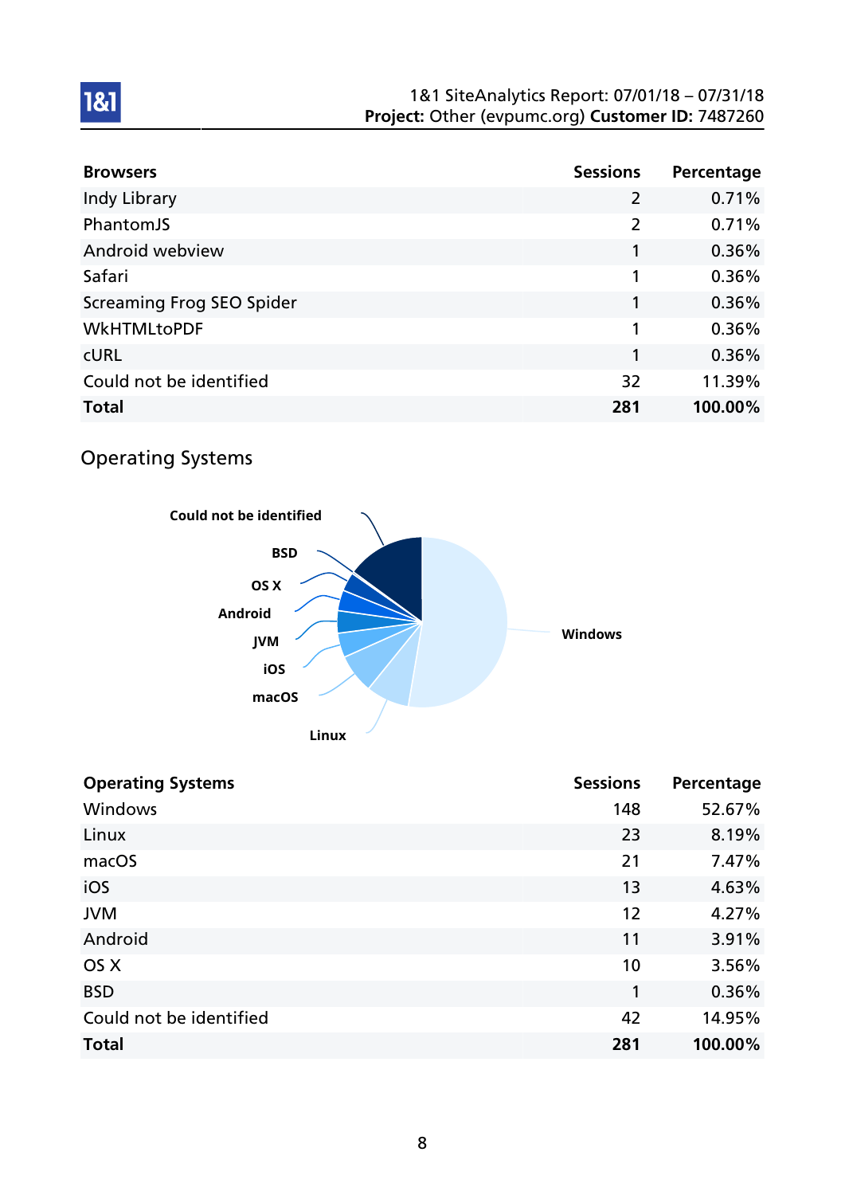| Browsers | Sessions | Percentage |
|---|---|---|
| Indy Library | 2 | 0.71% |
| PhantomJS | 2 | 0.71% |
| Android webview | 1 | 0.36% |
| Safari | 1 | 0.36% |
| Screaming Frog SEO Spider | 1 | 0.36% |
| WkHTMLtoPDF | 1 | 0.36% |
| cURL | 1 | 0.36% |
| Could not be identified | 32 | 11.39% |
| **Total** | **281** | **100.00%** |

## Operating Systems

| Operating Systems | Sessions | Percentage |
|---|---|---|
| Windows | 148 | 52.67% |
| Linux | 23 | 8.19% |
| macOS | 21 | 7.47% |
| iOS | 13 | 4.63% |
| JVM | 12 | 4.27% |
| Android | 11 | 3.91% |
| OS X | 10 | 3.56% |
| BSD | 1 | 0.36% |
| Could not be identified | 42 | 14.95% |
| **Total** | **281** | **100.00%** |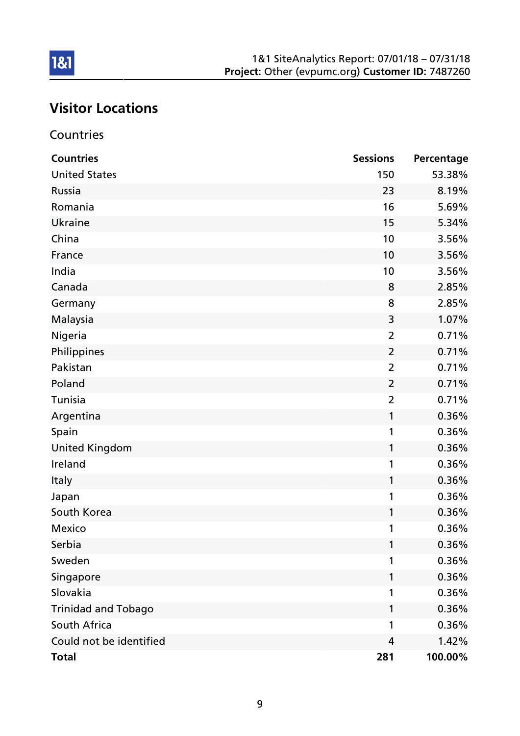## Visitor Locations

### Countries

| Countries | Sessions | Percentage |
|---|---|---|
| United States | 150 | 53.38% |
| Russia | 23 | 8.19% |
| Romania | 16 | 5.69% |
| Ukraine | 15 | 5.34% |
| China | 10 | 3.56% |
| France | 10 | 3.56% |
| India | 10 | 3.56% |
| Canada | 8 | 2.85% |
| Germany | 8 | 2.85% |
| Malaysia | 3 | 1.07% |
| Nigeria | 2 | 0.71% |
| Philippines | 2 | 0.71% |
| Pakistan | 2 | 0.71% |
| Poland | 2 | 0.71% |
| Tunisia | 2 | 0.71% |
| Argentina | 1 | 0.36% |
| Spain | 1 | 0.36% |
| United Kingdom | 1 | 0.36% |
| Ireland | 1 | 0.36% |
| Italy | 1 | 0.36% |
| Japan | 1 | 0.36% |
| South Korea | 1 | 0.36% |
| Mexico | 1 | 0.36% |
| Serbia | 1 | 0.36% |
| Sweden | 1 | 0.36% |
| Singapore | 1 | 0.36% |
| Slovakia | 1 | 0.36% |
| Trinidad and Tobago | 1 | 0.36% |
| South Africa | 1 | 0.36% |
| Could not be identified | 4 | 1.42% |
| **Total** | **281** | **100.00%** |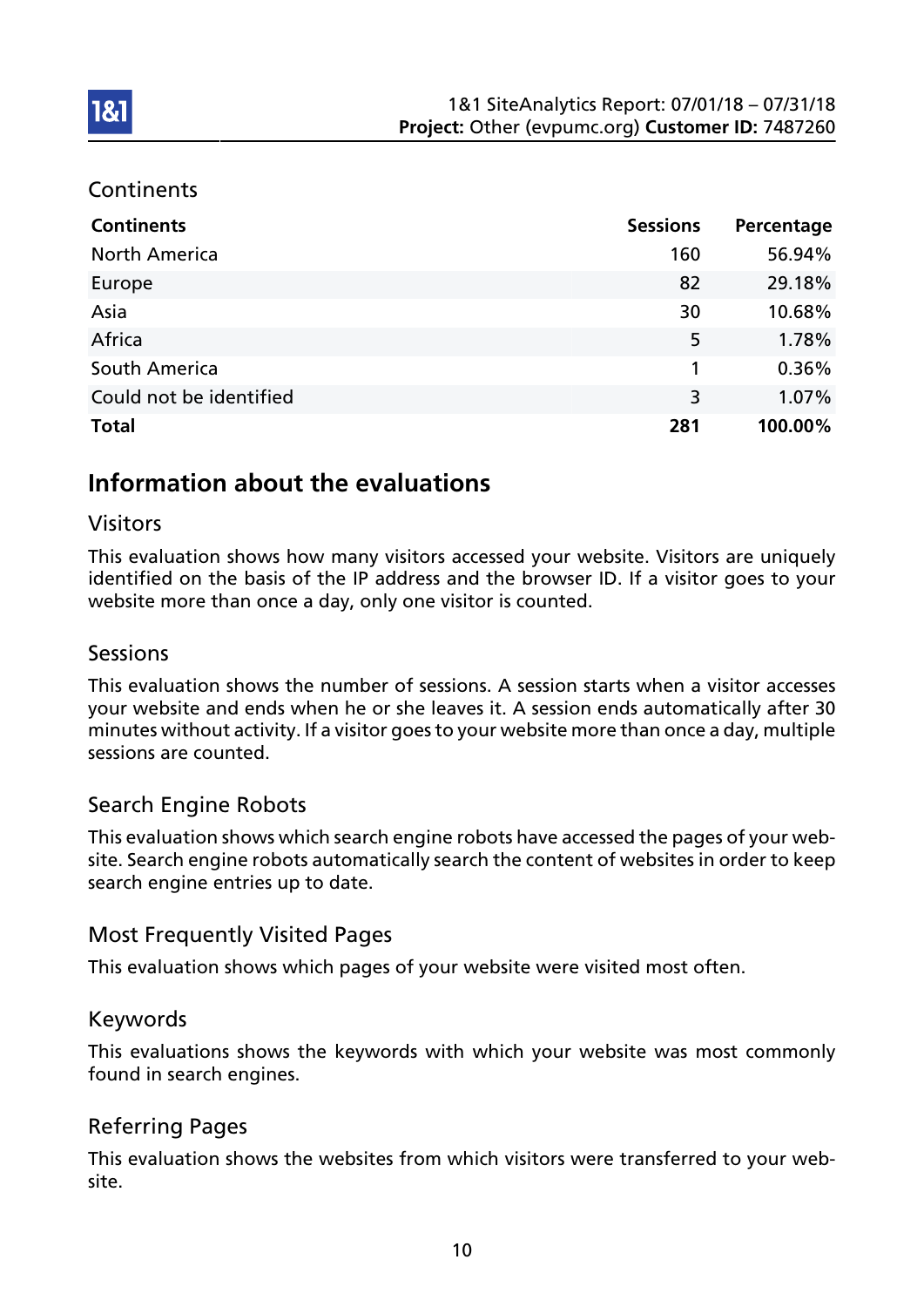## Continents

| Continents | Sessions | Percentage |
|---|---|---|
| North America | 160 | 56.94% |
| Europe | 82 | 29.18% |
| Asia | 30 | 10.68% |
| Africa | 5 | 1.78% |
| South America | 1 | 0.36% |
| Could not be identified | 3 | 1.07% |
| **Total** | **281** | **100.00%** |

# Information about the evaluations

## Visitors

This evaluation shows how many visitors accessed your website. Visitors are uniquely identified on the basis of the IP address and the browser ID. If a visitor goes to your website more than once a day, only one visitor is counted.

## Sessions

This evaluation shows the number of sessions. A session starts when a visitor accesses your website and ends when he or she leaves it. A session ends automatically after 30 minutes without activity. If a visitor goes to your website more than once a day, multiple sessions are counted.

## Search Engine Robots

This evaluation shows which search engine robots have accessed the pages of your website. Search engine robots automatically search the content of websites in order to keep search engine entries up to date.

## Most Frequently Visited Pages

This evaluation shows which pages of your website were visited most often.

## Keywords

This evaluations shows the keywords with which your website was most commonly found in search engines.

## Referring Pages

This evaluation shows the websites from which visitors were transferred to your website.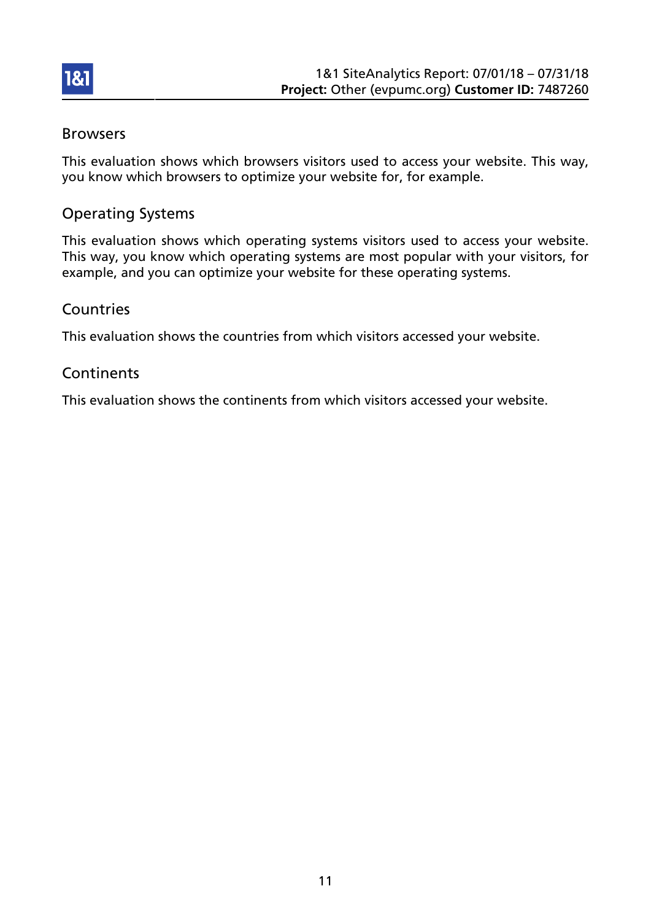## Browsers

This evaluation shows which browsers visitors used to access your website. This way, you know which browsers to optimize your website for, for example.

## Operating Systems

This evaluation shows which operating systems visitors used to access your website. This way, you know which operating systems are most popular with your visitors, for example, and you can optimize your website for these operating systems.

## Countries

This evaluation shows the countries from which visitors accessed your website.

## Continents

This evaluation shows the continents from which visitors accessed your website.